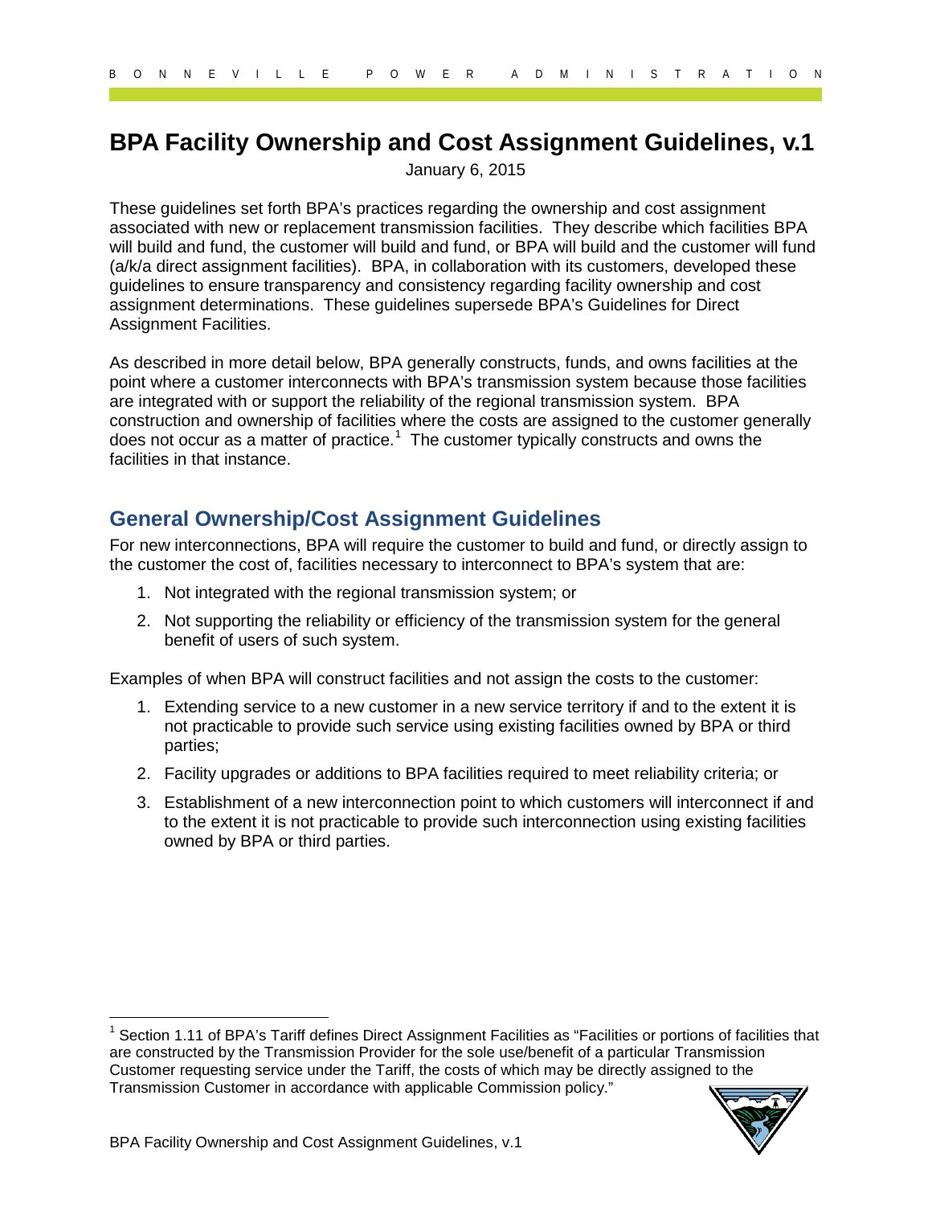# BPA Facility Ownership and Cost Assignment Guidelines, v.1

January 6, 2015

These guidelines set forth BPA's practices regarding the ownership and cost assignment associated with new or replacement transmission facilities. They describe which facilities BPA will build and fund, the customer will build and fund, or BPA will build and the customer will fund (a/k/a direct assignment facilities). BPA, in collaboration with its customers, developed these guidelines to ensure transparency and consistency regarding facility ownership and cost assignment determinations. These guidelines supersede BPA's Guidelines for Direct Assignment Facilities.

As described in more detail below, BPA generally constructs, funds, and owns facilities at the point where a customer interconnects with BPA's transmission system because those facilities are integrated with or support the reliability of the regional transmission system. BPA construction and ownership of facilities where the costs are assigned to the customer generally does not occur as a matter of practice.[1] The customer typically constructs and owns the facilities in that instance.

## General Ownership/Cost Assignment Guidelines

For new interconnections, BPA will require the customer to build and fund, or directly assign to the customer the cost of, facilities necessary to interconnect to BPA's system that are:

1. Not integrated with the regional transmission system; or
2. Not supporting the reliability or efficiency of the transmission system for the general benefit of users of such system.

Examples of when BPA will construct facilities and not assign the costs to the customer:

1. Extending service to a new customer in a new service territory if and to the extent it is not practicable to provide such service using existing facilities owned by BPA or third parties;
2. Facility upgrades or additions to BPA facilities required to meet reliability criteria; or
3. Establishment of a new interconnection point to which customers will interconnect if and to the extent it is not practicable to provide such interconnection using existing facilities owned by BPA or third parties.

[1] Section 1.11 of BPA's Tariff defines Direct Assignment Facilities as "Facilities or portions of facilities that are constructed by the Transmission Provider for the sole use/benefit of a particular Transmission Customer requesting service under the Tariff, the costs of which may be directly assigned to the Transmission Customer in accordance with applicable Commission policy."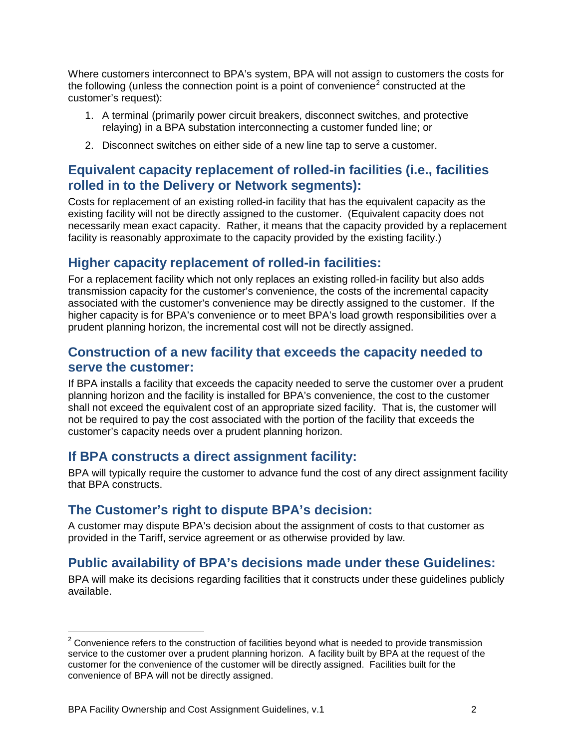Where customers interconnect to BPA's system, BPA will not assign to customers the costs for the following (unless the connection point is a point of convenience[2] constructed at the customer's request):

1. A terminal (primarily power circuit breakers, disconnect switches, and protective relaying) in a BPA substation interconnecting a customer funded line; or
2. Disconnect switches on either side of a new line tap to serve a customer.

## Equivalent capacity replacement of rolled-in facilities (i.e., facilities rolled in to the Delivery or Network segments):

Costs for replacement of an existing rolled-in facility that has the equivalent capacity as the existing facility will not be directly assigned to the customer. (Equivalent capacity does not necessarily mean exact capacity. Rather, it means that the capacity provided by a replacement facility is reasonably approximate to the capacity provided by the existing facility.)

## Higher capacity replacement of rolled-in facilities:

For a replacement facility which not only replaces an existing rolled-in facility but also adds transmission capacity for the customer's convenience, the costs of the incremental capacity associated with the customer's convenience may be directly assigned to the customer. If the higher capacity is for BPA's convenience or to meet BPA's load growth responsibilities over a prudent planning horizon, the incremental cost will not be directly assigned.

## Construction of a new facility that exceeds the capacity needed to serve the customer:

If BPA installs a facility that exceeds the capacity needed to serve the customer over a prudent planning horizon and the facility is installed for BPA's convenience, the cost to the customer shall not exceed the equivalent cost of an appropriate sized facility. That is, the customer will not be required to pay the cost associated with the portion of the facility that exceeds the customer's capacity needs over a prudent planning horizon.

## If BPA constructs a direct assignment facility:

BPA will typically require the customer to advance fund the cost of any direct assignment facility that BPA constructs.

## The Customer's right to dispute BPA's decision:

A customer may dispute BPA's decision about the assignment of costs to that customer as provided in the Tariff, service agreement or as otherwise provided by law.

## Public availability of BPA's decisions made under these Guidelines:

BPA will make its decisions regarding facilities that it constructs under these guidelines publicly available.

---

[2] Convenience refers to the construction of facilities beyond what is needed to provide transmission service to the customer over a prudent planning horizon. A facility built by BPA at the request of the customer for the convenience of the customer will be directly assigned. Facilities built for the convenience of BPA will not be directly assigned.